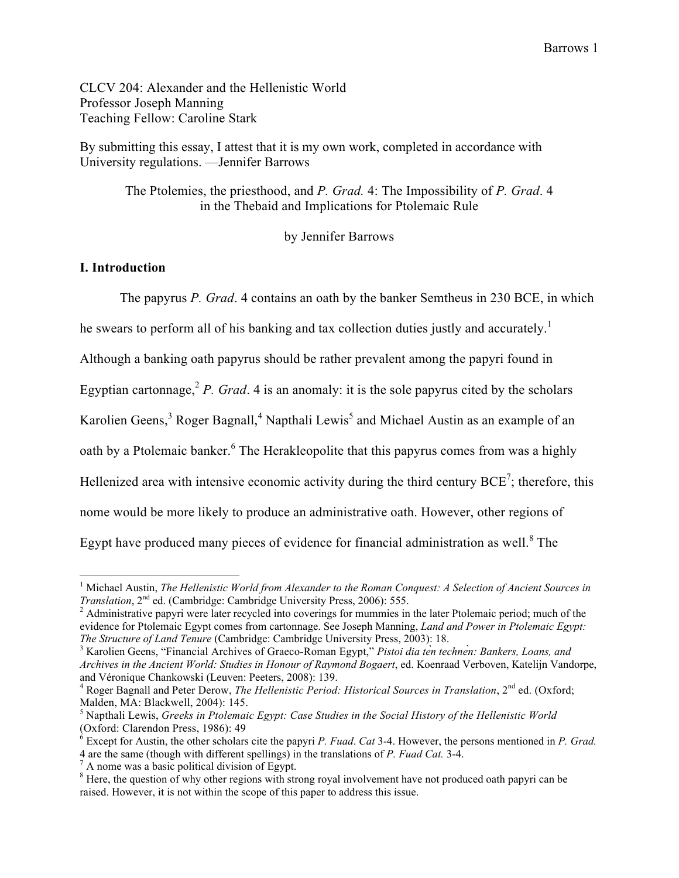CLCV 204: Alexander and the Hellenistic World
Professor Joseph Manning
Teaching Fellow: Caroline Stark

By submitting this essay, I attest that it is my own work, completed in accordance with University regulations. —Jennifer Barrows

The Ptolemies, the priesthood, and *P. Grad.* 4: The Impossibility of *P. Grad*. 4 in the Thebaid and Implications for Ptolemaic Rule

by Jennifer Barrows

## I. Introduction

The papyrus *P. Grad*. 4 contains an oath by the banker Semtheus in 230 BCE, in which he swears to perform all of his banking and tax collection duties justly and accurately.[1] Although a banking oath papyrus should be rather prevalent among the papyri found in Egyptian cartonnage,[2] *P. Grad*. 4 is an anomaly: it is the sole papyrus cited by the scholars Karolien Geens,[3] Roger Bagnall,[4] Napthali Lewis[5] and Michael Austin as an example of an oath by a Ptolemaic banker.[6] The Herakleopolite that this papyrus comes from was a highly Hellenized area with intensive economic activity during the third century BCE[7]; therefore, this nome would be more likely to produce an administrative oath. However, other regions of Egypt have produced many pieces of evidence for financial administration as well.[8] The

---

[1] Michael Austin, *The Hellenistic World from Alexander to the Roman Conquest: A Selection of Ancient Sources in Translation*, 2nd ed. (Cambridge: Cambridge University Press, 2006): 555.

[2] Administrative papyri were later recycled into coverings for mummies in the later Ptolemaic period; much of the evidence for Ptolemaic Egypt comes from cartonnage. See Joseph Manning, *Land and Power in Ptolemaic Egypt: The Structure of Land Tenure* (Cambridge: Cambridge University Press, 2003): 18.

[3] Karolien Geens, "Financial Archives of Graeco-Roman Egypt," *Pistoi dia tèn technèn: Bankers, Loans, and Archives in the Ancient World: Studies in Honour of Raymond Bogaert*, ed. Koenraad Verboven, Katelijn Vandorpe, and Véronique Chankowski (Leuven: Peeters, 2008): 139.

[4] Roger Bagnall and Peter Derow, *The Hellenistic Period: Historical Sources in Translation*, 2nd ed. (Oxford; Malden, MA: Blackwell, 2004): 145.

[5] Napthali Lewis, *Greeks in Ptolemaic Egypt: Case Studies in the Social History of the Hellenistic World* (Oxford: Clarendon Press, 1986): 49

[6] Except for Austin, the other scholars cite the papyri *P. Fuad*. *Cat* 3-4. However, the persons mentioned in *P. Grad.* 4 are the same (though with different spellings) in the translations of *P. Fuad Cat.* 3-4.

[7] A nome was a basic political division of Egypt.

[8] Here, the question of why other regions with strong royal involvement have not produced oath papyri can be raised. However, it is not within the scope of this paper to address this issue.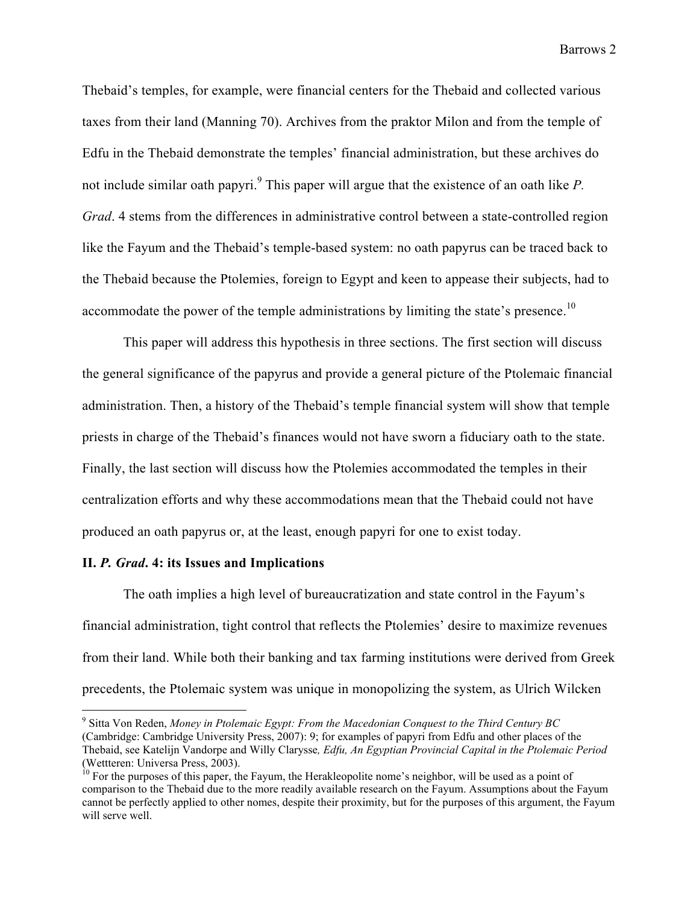Thebaid's temples, for example, were financial centers for the Thebaid and collected various taxes from their land (Manning 70). Archives from the praktor Milon and from the temple of Edfu in the Thebaid demonstrate the temples' financial administration, but these archives do not include similar oath papyri.[9] This paper will argue that the existence of an oath like *P. Grad*. 4 stems from the differences in administrative control between a state-controlled region like the Fayum and the Thebaid's temple-based system: no oath papyrus can be traced back to the Thebaid because the Ptolemies, foreign to Egypt and keen to appease their subjects, had to accommodate the power of the temple administrations by limiting the state's presence.[10]

This paper will address this hypothesis in three sections. The first section will discuss the general significance of the papyrus and provide a general picture of the Ptolemaic financial administration. Then, a history of the Thebaid's temple financial system will show that temple priests in charge of the Thebaid's finances would not have sworn a fiduciary oath to the state. Finally, the last section will discuss how the Ptolemies accommodated the temples in their centralization efforts and why these accommodations mean that the Thebaid could not have produced an oath papyrus or, at the least, enough papyri for one to exist today.

## II. *P. Grad*. 4: its Issues and Implications

The oath implies a high level of bureaucratization and state control in the Fayum's financial administration, tight control that reflects the Ptolemies' desire to maximize revenues from their land. While both their banking and tax farming institutions were derived from Greek precedents, the Ptolemaic system was unique in monopolizing the system, as Ulrich Wilcken

---

[9] Sitta Von Reden, *Money in Ptolemaic Egypt: From the Macedonian Conquest to the Third Century BC* (Cambridge: Cambridge University Press, 2007): 9; for examples of papyri from Edfu and other places of the Thebaid, see Katelijn Vandorpe and Willy Clarysse*, Edfu, An Egyptian Provincial Capital in the Ptolemaic Period* (Wettteren: Universa Press, 2003).

[10] For the purposes of this paper, the Fayum, the Herakleopolite nome's neighbor, will be used as a point of comparison to the Thebaid due to the more readily available research on the Fayum. Assumptions about the Fayum cannot be perfectly applied to other nomes, despite their proximity, but for the purposes of this argument, the Fayum will serve well.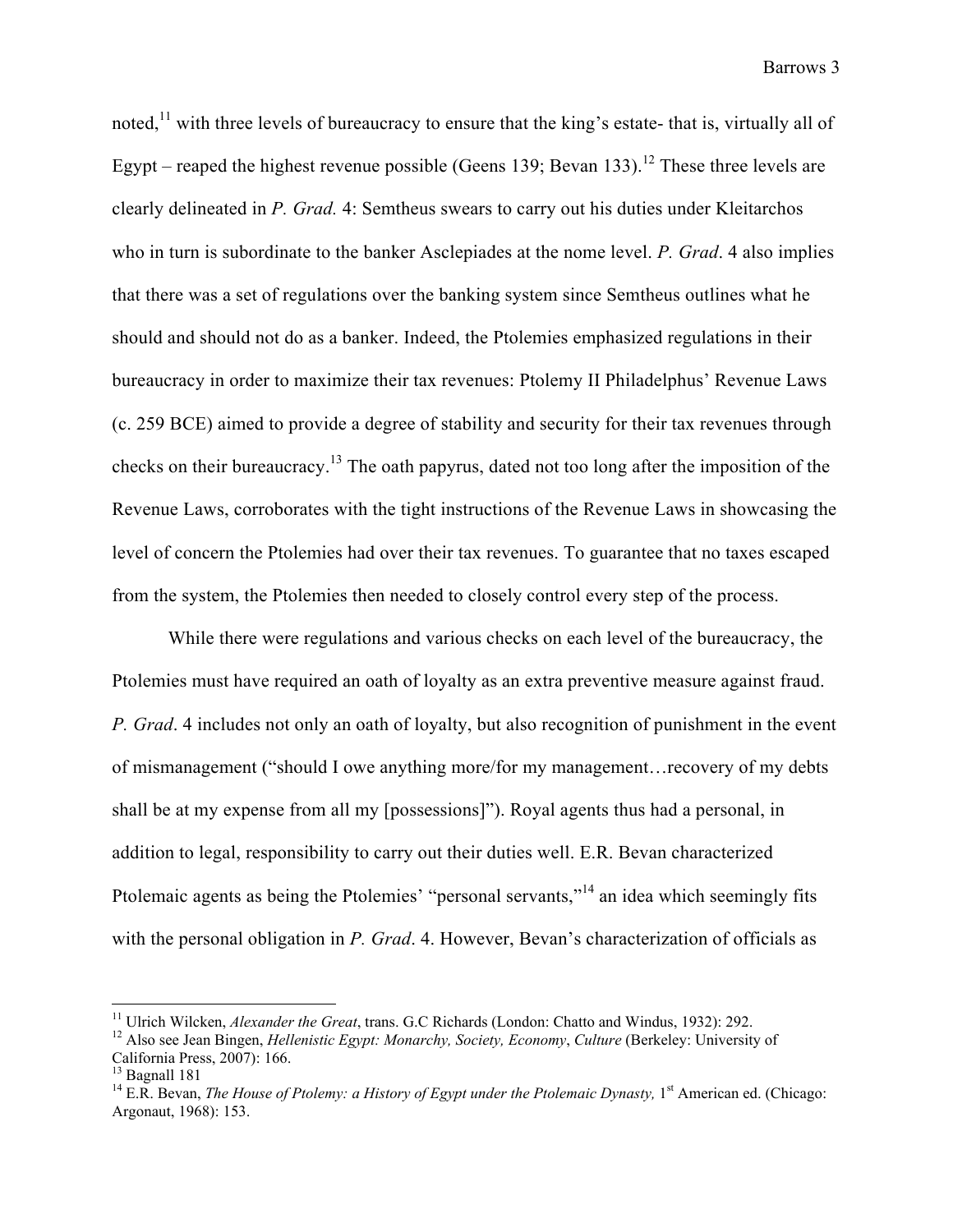noted,[11] with three levels of bureaucracy to ensure that the king's estate- that is, virtually all of Egypt – reaped the highest revenue possible (Geens 139; Bevan 133).[12] These three levels are clearly delineated in *P. Grad.* 4: Semtheus swears to carry out his duties under Kleitarchos who in turn is subordinate to the banker Asclepiades at the nome level. *P. Grad*. 4 also implies that there was a set of regulations over the banking system since Semtheus outlines what he should and should not do as a banker. Indeed, the Ptolemies emphasized regulations in their bureaucracy in order to maximize their tax revenues: Ptolemy II Philadelphus' Revenue Laws (c. 259 BCE) aimed to provide a degree of stability and security for their tax revenues through checks on their bureaucracy.[13] The oath papyrus, dated not too long after the imposition of the Revenue Laws, corroborates with the tight instructions of the Revenue Laws in showcasing the level of concern the Ptolemies had over their tax revenues. To guarantee that no taxes escaped from the system, the Ptolemies then needed to closely control every step of the process.

While there were regulations and various checks on each level of the bureaucracy, the Ptolemies must have required an oath of loyalty as an extra preventive measure against fraud. *P. Grad*. 4 includes not only an oath of loyalty, but also recognition of punishment in the event of mismanagement ("should I owe anything more/for my management…recovery of my debts shall be at my expense from all my [possessions]"). Royal agents thus had a personal, in addition to legal, responsibility to carry out their duties well. E.R. Bevan characterized Ptolemaic agents as being the Ptolemies' "personal servants,"[14] an idea which seemingly fits with the personal obligation in *P. Grad*. 4. However, Bevan's characterization of officials as

---

[11] Ulrich Wilcken, *Alexander the Great*, trans. G.C Richards (London: Chatto and Windus, 1932): 292.

[12] Also see Jean Bingen, *Hellenistic Egypt: Monarchy, Society, Economy*, *Culture* (Berkeley: University of California Press, 2007): 166.

[13] Bagnall 181

[14] E.R. Bevan, *The House of Ptolemy: a History of Egypt under the Ptolemaic Dynasty,* 1st American ed. (Chicago: Argonaut, 1968): 153.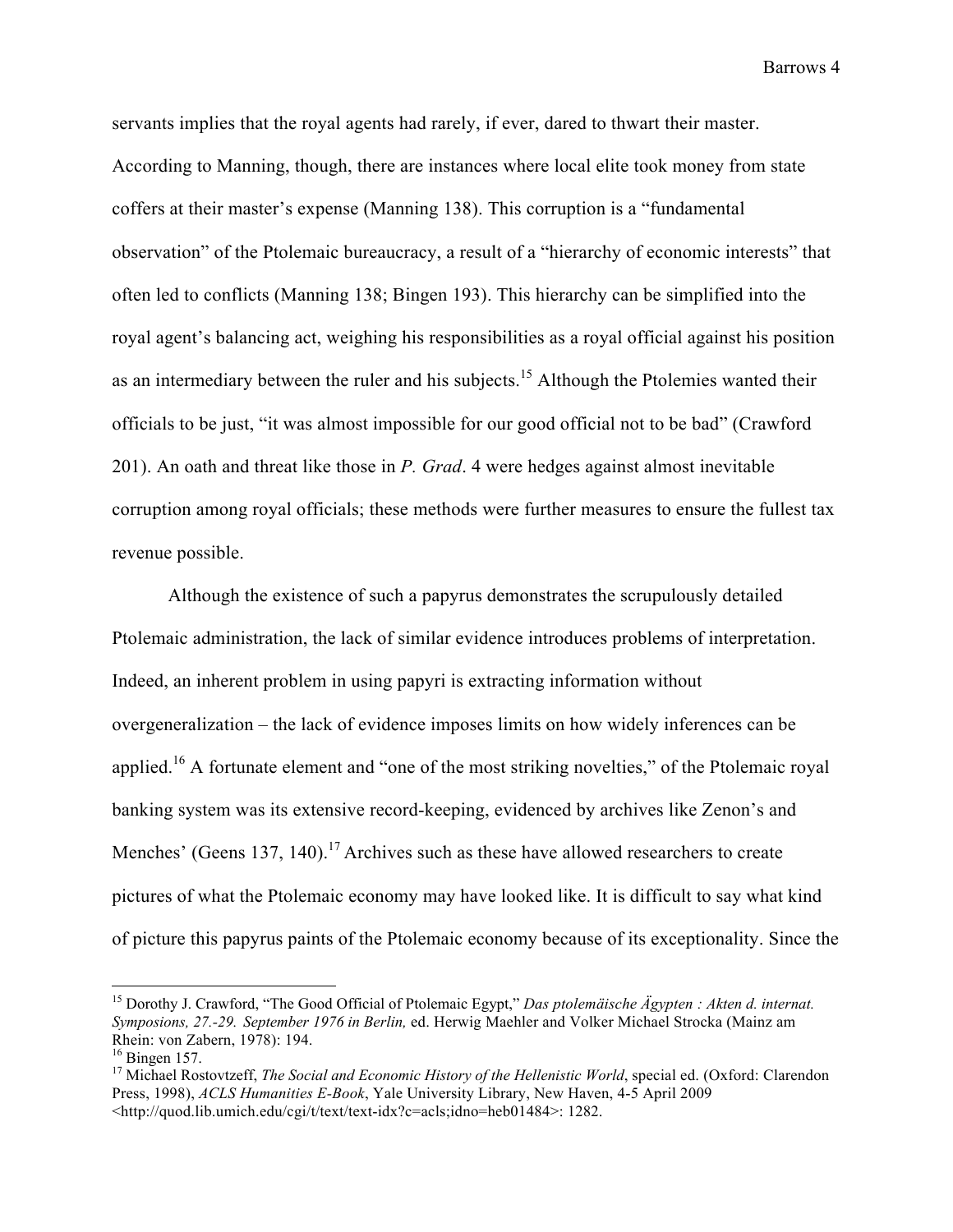servants implies that the royal agents had rarely, if ever, dared to thwart their master. According to Manning, though, there are instances where local elite took money from state coffers at their master's expense (Manning 138). This corruption is a "fundamental observation" of the Ptolemaic bureaucracy, a result of a "hierarchy of economic interests" that often led to conflicts (Manning 138; Bingen 193). This hierarchy can be simplified into the royal agent's balancing act, weighing his responsibilities as a royal official against his position as an intermediary between the ruler and his subjects.[15] Although the Ptolemies wanted their officials to be just, "it was almost impossible for our good official not to be bad" (Crawford 201). An oath and threat like those in *P. Grad*. 4 were hedges against almost inevitable corruption among royal officials; these methods were further measures to ensure the fullest tax revenue possible.

Although the existence of such a papyrus demonstrates the scrupulously detailed Ptolemaic administration, the lack of similar evidence introduces problems of interpretation. Indeed, an inherent problem in using papyri is extracting information without overgeneralization – the lack of evidence imposes limits on how widely inferences can be applied.[16] A fortunate element and "one of the most striking novelties," of the Ptolemaic royal banking system was its extensive record-keeping, evidenced by archives like Zenon's and Menches' (Geens 137, 140).[17] Archives such as these have allowed researchers to create pictures of what the Ptolemaic economy may have looked like. It is difficult to say what kind of picture this papyrus paints of the Ptolemaic economy because of its exceptionality. Since the

---

[15] Dorothy J. Crawford, "The Good Official of Ptolemaic Egypt," *Das ptolemäische Ägypten : Akten d. internat. Symposions, 27.-29. September 1976 in Berlin,* ed. Herwig Maehler and Volker Michael Strocka (Mainz am Rhein: von Zabern, 1978): 194.

[16] Bingen 157.

[17] Michael Rostovtzeff, *The Social and Economic History of the Hellenistic World*, special ed. (Oxford: Clarendon Press, 1998), *ACLS Humanities E-Book*, Yale University Library, New Haven, 4-5 April 2009 <http://quod.lib.umich.edu/cgi/t/text/text-idx?c=acls;idno=heb01484>: 1282.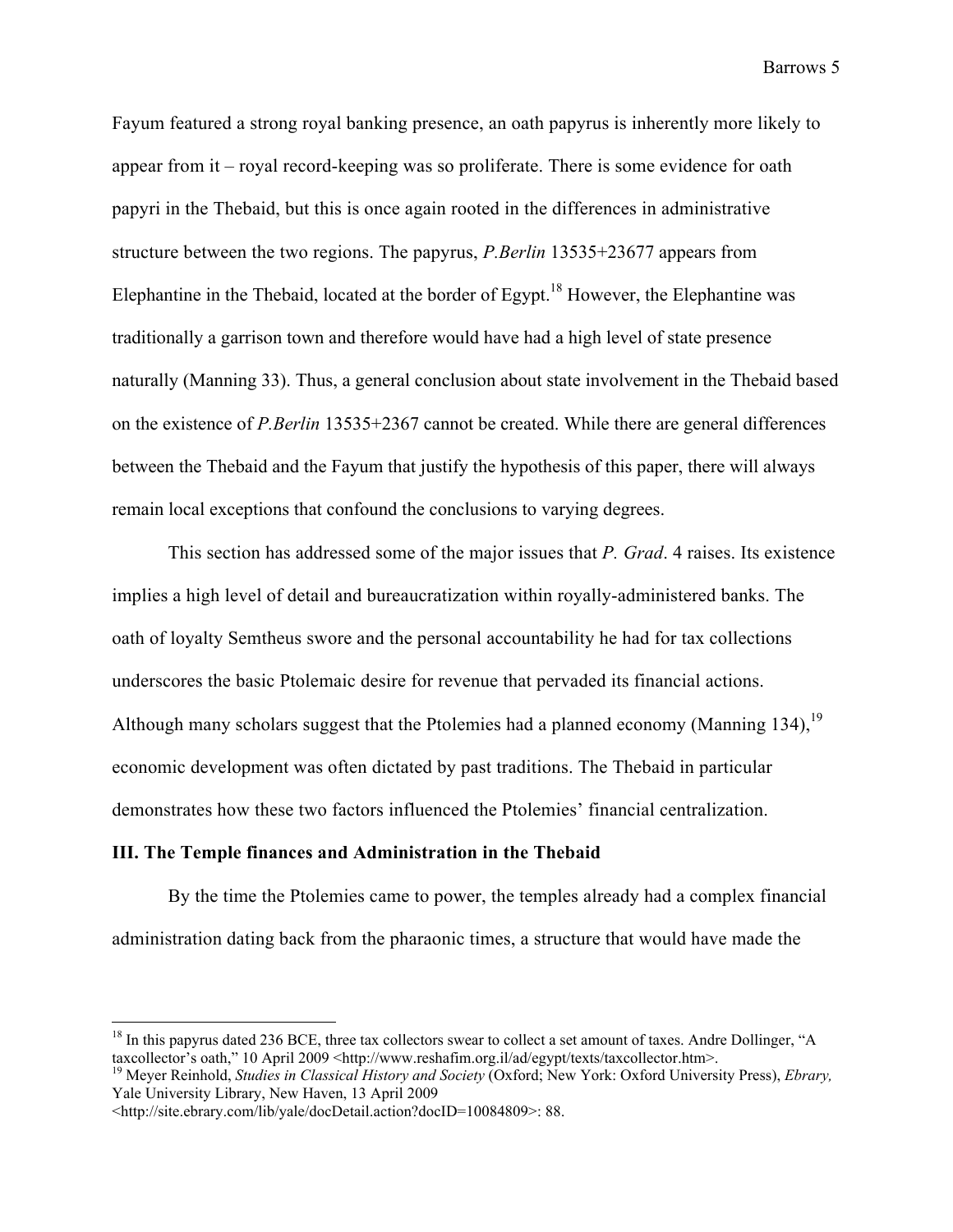Fayum featured a strong royal banking presence, an oath papyrus is inherently more likely to appear from it – royal record-keeping was so proliferate. There is some evidence for oath papyri in the Thebaid, but this is once again rooted in the differences in administrative structure between the two regions. The papyrus, *P.Berlin* 13535+23677 appears from Elephantine in the Thebaid, located at the border of Egypt.[18] However, the Elephantine was traditionally a garrison town and therefore would have had a high level of state presence naturally (Manning 33). Thus, a general conclusion about state involvement in the Thebaid based on the existence of *P.Berlin* 13535+2367 cannot be created. While there are general differences between the Thebaid and the Fayum that justify the hypothesis of this paper, there will always remain local exceptions that confound the conclusions to varying degrees.

This section has addressed some of the major issues that *P. Grad*. 4 raises. Its existence implies a high level of detail and bureaucratization within royally-administered banks. The oath of loyalty Semtheus swore and the personal accountability he had for tax collections underscores the basic Ptolemaic desire for revenue that pervaded its financial actions. Although many scholars suggest that the Ptolemies had a planned economy (Manning 134),[19] economic development was often dictated by past traditions. The Thebaid in particular demonstrates how these two factors influenced the Ptolemies' financial centralization.

**III. The Temple finances and Administration in the Thebaid**

By the time the Ptolemies came to power, the temples already had a complex financial administration dating back from the pharaonic times, a structure that would have made the

[18] In this papyrus dated 236 BCE, three tax collectors swear to collect a set amount of taxes. Andre Dollinger, "A taxcollector's oath," 10 April 2009 <http://www.reshafim.org.il/ad/egypt/texts/taxcollector.htm>.

[19] Meyer Reinhold, *Studies in Classical History and Society* (Oxford; New York: Oxford University Press), *Ebrary,* Yale University Library, New Haven, 13 April 2009 <http://site.ebrary.com/lib/yale/docDetail.action?docID=10084809>: 88.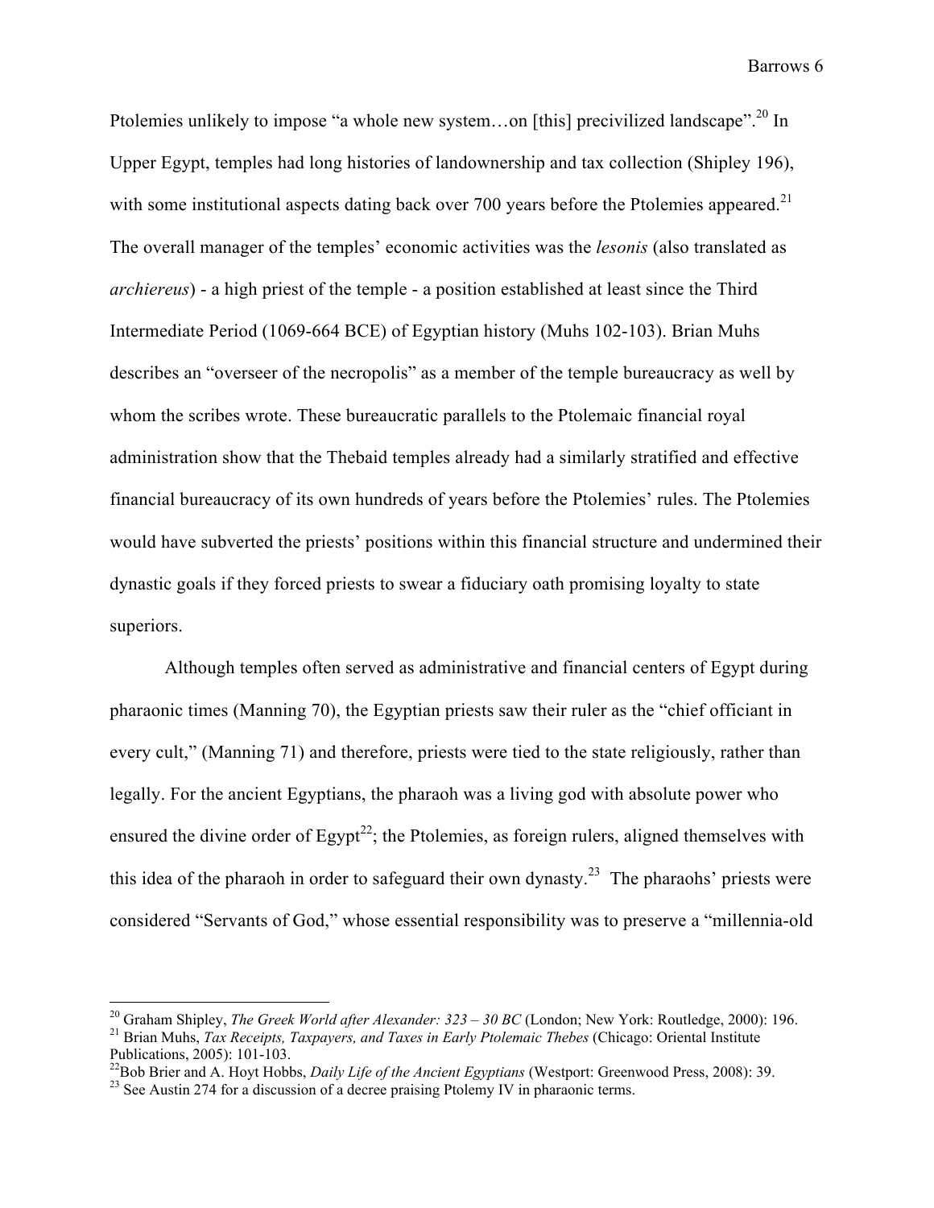Ptolemies unlikely to impose "a whole new system…on [this] precivilized landscape".[20] In Upper Egypt, temples had long histories of landownership and tax collection (Shipley 196), with some institutional aspects dating back over 700 years before the Ptolemies appeared.[21] The overall manager of the temples' economic activities was the *lesonis* (also translated as *archiereus*) - a high priest of the temple - a position established at least since the Third Intermediate Period (1069-664 BCE) of Egyptian history (Muhs 102-103). Brian Muhs describes an "overseer of the necropolis" as a member of the temple bureaucracy as well by whom the scribes wrote. These bureaucratic parallels to the Ptolemaic financial royal administration show that the Thebaid temples already had a similarly stratified and effective financial bureaucracy of its own hundreds of years before the Ptolemies' rules. The Ptolemies would have subverted the priests' positions within this financial structure and undermined their dynastic goals if they forced priests to swear a fiduciary oath promising loyalty to state superiors.

Although temples often served as administrative and financial centers of Egypt during pharaonic times (Manning 70), the Egyptian priests saw their ruler as the "chief officiant in every cult," (Manning 71) and therefore, priests were tied to the state religiously, rather than legally. For the ancient Egyptians, the pharaoh was a living god with absolute power who ensured the divine order of Egypt[22]; the Ptolemies, as foreign rulers, aligned themselves with this idea of the pharaoh in order to safeguard their own dynasty.[23] The pharaohs' priests were considered "Servants of God," whose essential responsibility was to preserve a "millennia-old

---

[20] Graham Shipley, *The Greek World after Alexander: 323 – 30 BC* (London; New York: Routledge, 2000): 196.

[21] Brian Muhs, *Tax Receipts, Taxpayers, and Taxes in Early Ptolemaic Thebes* (Chicago: Oriental Institute Publications, 2005): 101-103.

[22] Bob Brier and A. Hoyt Hobbs, *Daily Life of the Ancient Egyptians* (Westport: Greenwood Press, 2008): 39.

[23] See Austin 274 for a discussion of a decree praising Ptolemy IV in pharaonic terms.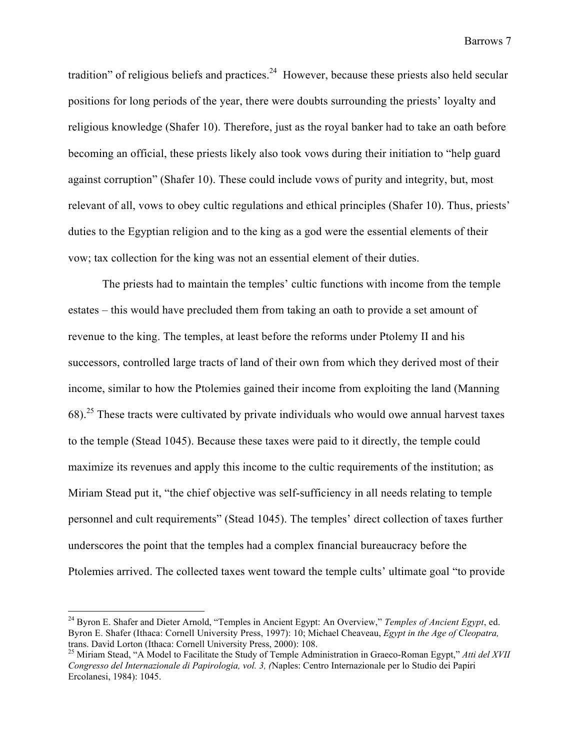tradition" of religious beliefs and practices.[24] However, because these priests also held secular positions for long periods of the year, there were doubts surrounding the priests' loyalty and religious knowledge (Shafer 10). Therefore, just as the royal banker had to take an oath before becoming an official, these priests likely also took vows during their initiation to "help guard against corruption" (Shafer 10). These could include vows of purity and integrity, but, most relevant of all, vows to obey cultic regulations and ethical principles (Shafer 10). Thus, priests' duties to the Egyptian religion and to the king as a god were the essential elements of their vow; tax collection for the king was not an essential element of their duties.

The priests had to maintain the temples' cultic functions with income from the temple estates – this would have precluded them from taking an oath to provide a set amount of revenue to the king. The temples, at least before the reforms under Ptolemy II and his successors, controlled large tracts of land of their own from which they derived most of their income, similar to how the Ptolemies gained their income from exploiting the land (Manning 68).[25] These tracts were cultivated by private individuals who would owe annual harvest taxes to the temple (Stead 1045). Because these taxes were paid to it directly, the temple could maximize its revenues and apply this income to the cultic requirements of the institution; as Miriam Stead put it, "the chief objective was self-sufficiency in all needs relating to temple personnel and cult requirements" (Stead 1045). The temples' direct collection of taxes further underscores the point that the temples had a complex financial bureaucracy before the Ptolemies arrived. The collected taxes went toward the temple cults' ultimate goal "to provide

---

[24] Byron E. Shafer and Dieter Arnold, "Temples in Ancient Egypt: An Overview," *Temples of Ancient Egypt*, ed. Byron E. Shafer (Ithaca: Cornell University Press, 1997): 10; Michael Cheaveau, *Egypt in the Age of Cleopatra,* trans. David Lorton (Ithaca: Cornell University Press, 2000): 108.

[25] Miriam Stead, "A Model to Facilitate the Study of Temple Administration in Graeco-Roman Egypt," *Atti del XVII Congresso del Internazionale di Papirologia, vol. 3, (*Naples: Centro Internazionale per lo Studio dei Papiri Ercolanesi, 1984): 1045.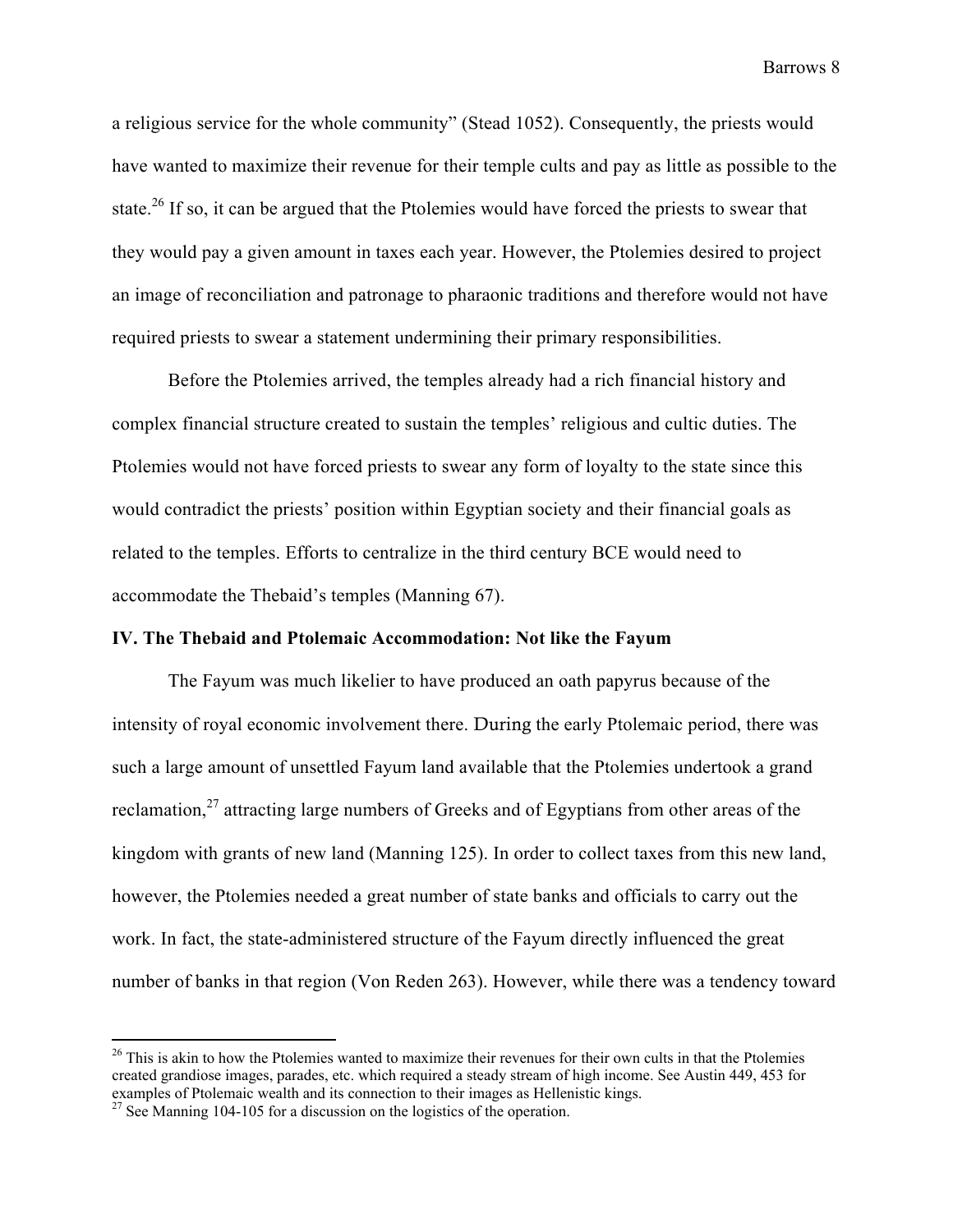a religious service for the whole community" (Stead 1052). Consequently, the priests would have wanted to maximize their revenue for their temple cults and pay as little as possible to the state.[26] If so, it can be argued that the Ptolemies would have forced the priests to swear that they would pay a given amount in taxes each year. However, the Ptolemies desired to project an image of reconciliation and patronage to pharaonic traditions and therefore would not have required priests to swear a statement undermining their primary responsibilities.

Before the Ptolemies arrived, the temples already had a rich financial history and complex financial structure created to sustain the temples' religious and cultic duties. The Ptolemies would not have forced priests to swear any form of loyalty to the state since this would contradict the priests' position within Egyptian society and their financial goals as related to the temples. Efforts to centralize in the third century BCE would need to accommodate the Thebaid's temples (Manning 67).

### IV. The Thebaid and Ptolemaic Accommodation: Not like the Fayum

The Fayum was much likelier to have produced an oath papyrus because of the intensity of royal economic involvement there. During the early Ptolemaic period, there was such a large amount of unsettled Fayum land available that the Ptolemies undertook a grand reclamation,[27] attracting large numbers of Greeks and of Egyptians from other areas of the kingdom with grants of new land (Manning 125). In order to collect taxes from this new land, however, the Ptolemies needed a great number of state banks and officials to carry out the work. In fact, the state-administered structure of the Fayum directly influenced the great number of banks in that region (Von Reden 263). However, while there was a tendency toward

---

[26] This is akin to how the Ptolemies wanted to maximize their revenues for their own cults in that the Ptolemies created grandiose images, parades, etc. which required a steady stream of high income. See Austin 449, 453 for examples of Ptolemaic wealth and its connection to their images as Hellenistic kings.

[27] See Manning 104-105 for a discussion on the logistics of the operation.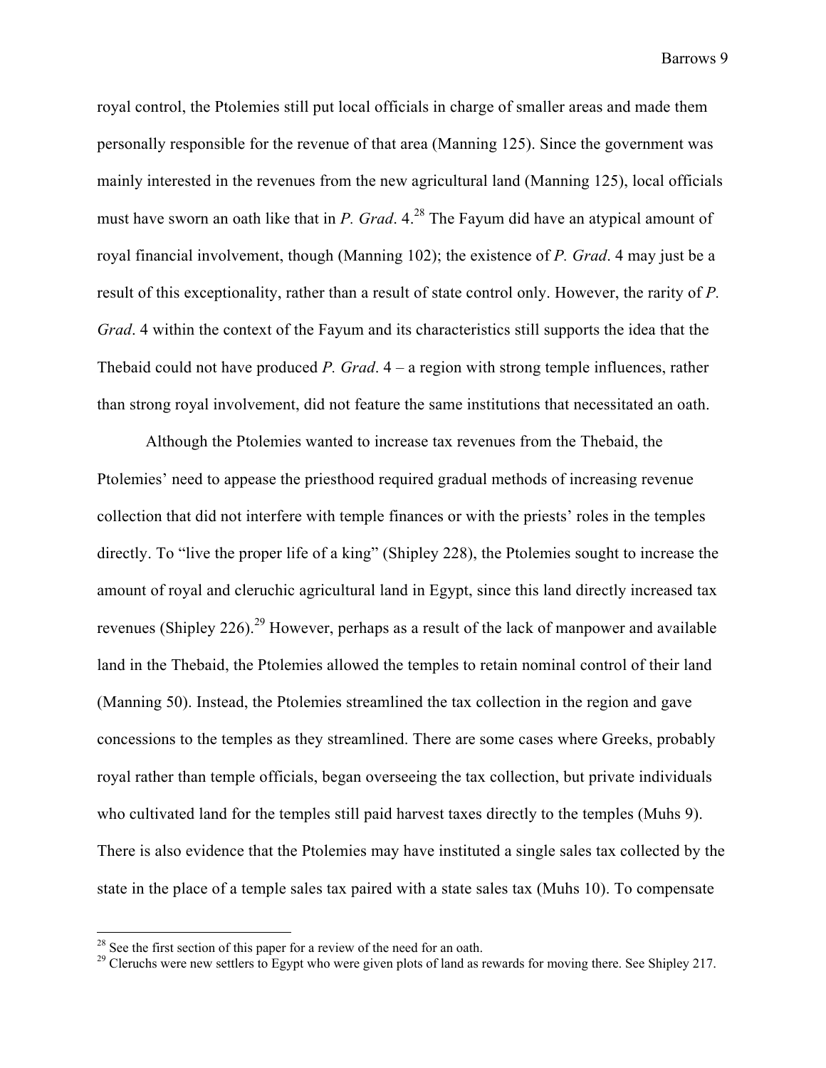royal control, the Ptolemies still put local officials in charge of smaller areas and made them personally responsible for the revenue of that area (Manning 125). Since the government was mainly interested in the revenues from the new agricultural land (Manning 125), local officials must have sworn an oath like that in *P. Grad*. 4.[28] The Fayum did have an atypical amount of royal financial involvement, though (Manning 102); the existence of *P. Grad*. 4 may just be a result of this exceptionality, rather than a result of state control only. However, the rarity of *P. Grad*. 4 within the context of the Fayum and its characteristics still supports the idea that the Thebaid could not have produced *P. Grad*. 4 – a region with strong temple influences, rather than strong royal involvement, did not feature the same institutions that necessitated an oath.

Although the Ptolemies wanted to increase tax revenues from the Thebaid, the Ptolemies' need to appease the priesthood required gradual methods of increasing revenue collection that did not interfere with temple finances or with the priests' roles in the temples directly. To "live the proper life of a king" (Shipley 228), the Ptolemies sought to increase the amount of royal and cleruchic agricultural land in Egypt, since this land directly increased tax revenues (Shipley 226).[29] However, perhaps as a result of the lack of manpower and available land in the Thebaid, the Ptolemies allowed the temples to retain nominal control of their land (Manning 50). Instead, the Ptolemies streamlined the tax collection in the region and gave concessions to the temples as they streamlined. There are some cases where Greeks, probably royal rather than temple officials, began overseeing the tax collection, but private individuals who cultivated land for the temples still paid harvest taxes directly to the temples (Muhs 9). There is also evidence that the Ptolemies may have instituted a single sales tax collected by the state in the place of a temple sales tax paired with a state sales tax (Muhs 10). To compensate

[28] See the first section of this paper for a review of the need for an oath.

[29] Cleruchs were new settlers to Egypt who were given plots of land as rewards for moving there. See Shipley 217.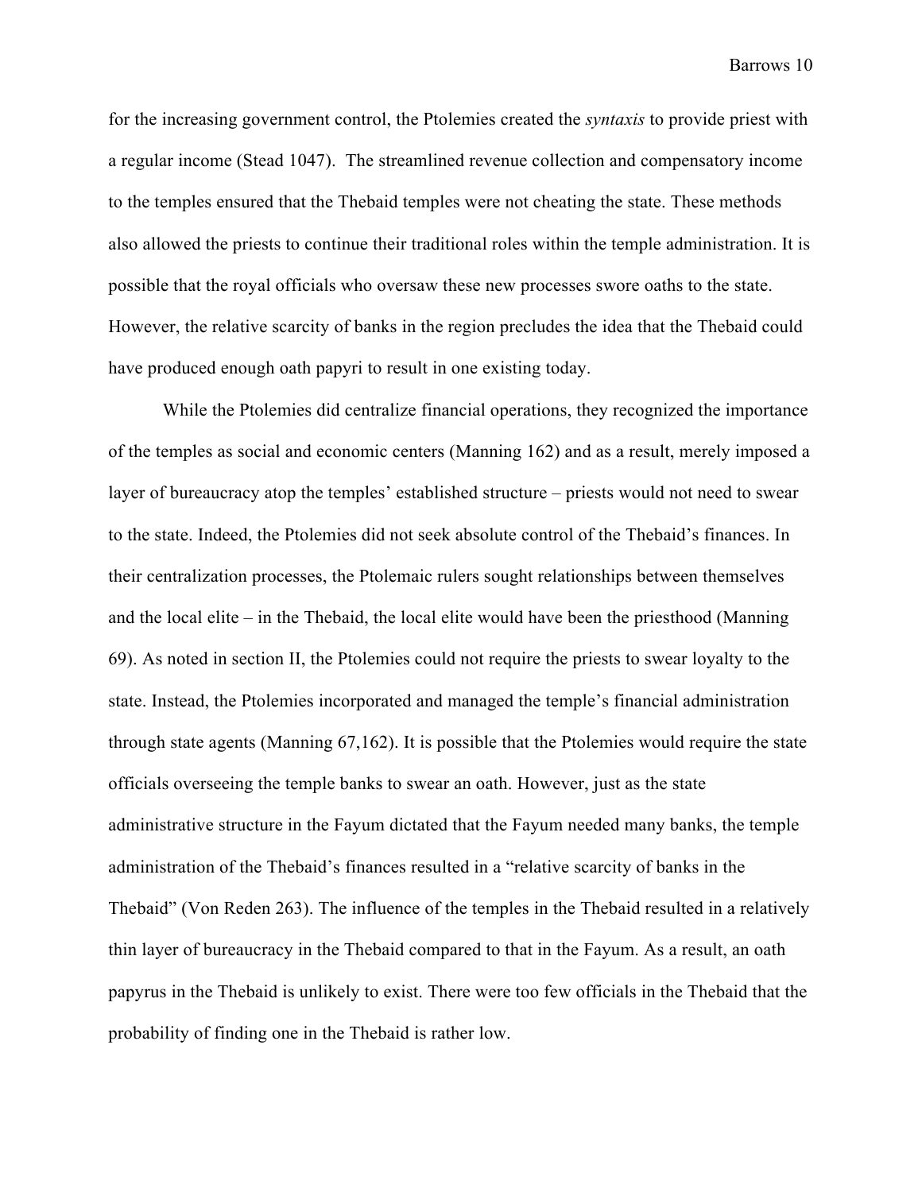for the increasing government control, the Ptolemies created the *syntaxis* to provide priest with a regular income (Stead 1047). The streamlined revenue collection and compensatory income to the temples ensured that the Thebaid temples were not cheating the state. These methods also allowed the priests to continue their traditional roles within the temple administration. It is possible that the royal officials who oversaw these new processes swore oaths to the state. However, the relative scarcity of banks in the region precludes the idea that the Thebaid could have produced enough oath papyri to result in one existing today.

While the Ptolemies did centralize financial operations, they recognized the importance of the temples as social and economic centers (Manning 162) and as a result, merely imposed a layer of bureaucracy atop the temples' established structure – priests would not need to swear to the state. Indeed, the Ptolemies did not seek absolute control of the Thebaid's finances. In their centralization processes, the Ptolemaic rulers sought relationships between themselves and the local elite – in the Thebaid, the local elite would have been the priesthood (Manning 69). As noted in section II, the Ptolemies could not require the priests to swear loyalty to the state. Instead, the Ptolemies incorporated and managed the temple's financial administration through state agents (Manning 67,162). It is possible that the Ptolemies would require the state officials overseeing the temple banks to swear an oath. However, just as the state administrative structure in the Fayum dictated that the Fayum needed many banks, the temple administration of the Thebaid's finances resulted in a "relative scarcity of banks in the Thebaid" (Von Reden 263). The influence of the temples in the Thebaid resulted in a relatively thin layer of bureaucracy in the Thebaid compared to that in the Fayum. As a result, an oath papyrus in the Thebaid is unlikely to exist. There were too few officials in the Thebaid that the probability of finding one in the Thebaid is rather low.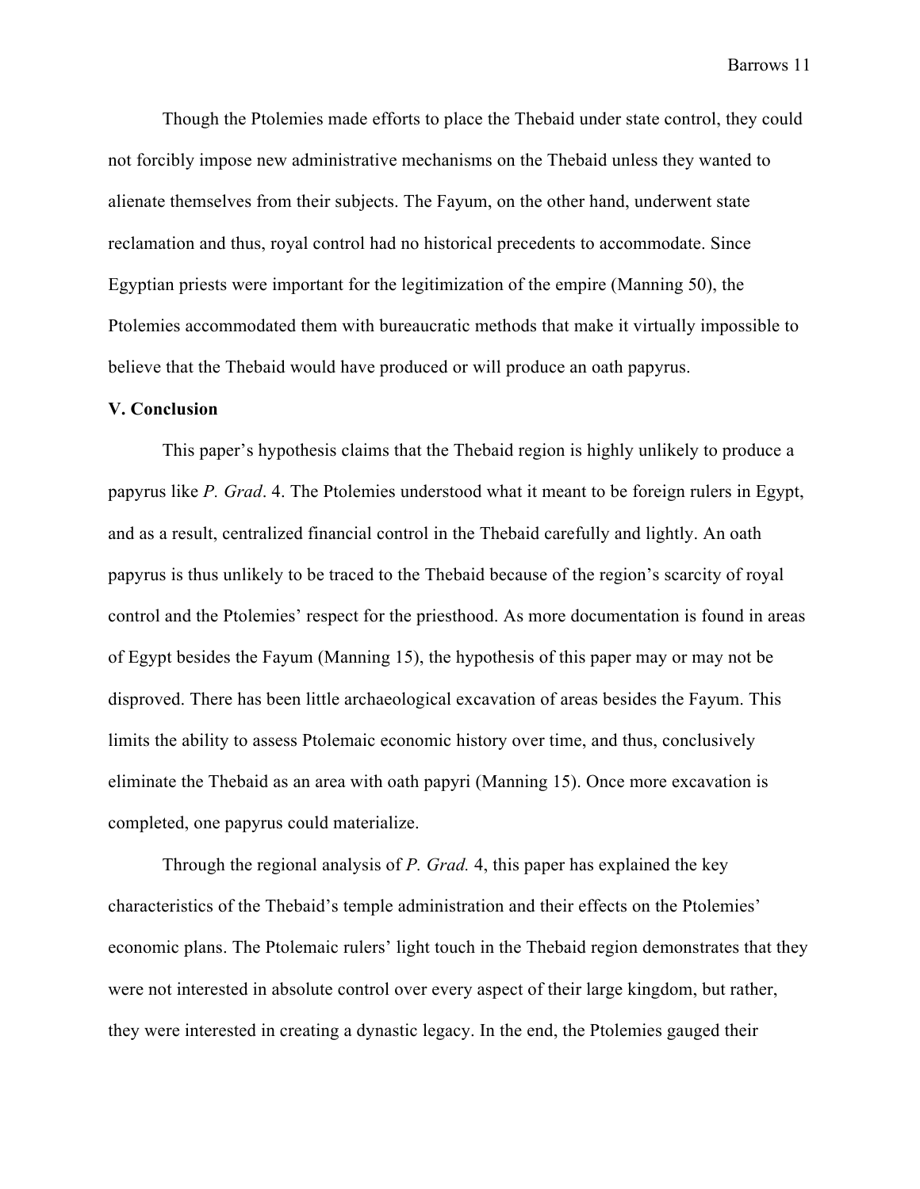Though the Ptolemies made efforts to place the Thebaid under state control, they could not forcibly impose new administrative mechanisms on the Thebaid unless they wanted to alienate themselves from their subjects. The Fayum, on the other hand, underwent state reclamation and thus, royal control had no historical precedents to accommodate. Since Egyptian priests were important for the legitimization of the empire (Manning 50), the Ptolemies accommodated them with bureaucratic methods that make it virtually impossible to believe that the Thebaid would have produced or will produce an oath papyrus.

**V. Conclusion**

This paper's hypothesis claims that the Thebaid region is highly unlikely to produce a papyrus like *P. Grad*. 4. The Ptolemies understood what it meant to be foreign rulers in Egypt, and as a result, centralized financial control in the Thebaid carefully and lightly. An oath papyrus is thus unlikely to be traced to the Thebaid because of the region's scarcity of royal control and the Ptolemies' respect for the priesthood. As more documentation is found in areas of Egypt besides the Fayum (Manning 15), the hypothesis of this paper may or may not be disproved. There has been little archaeological excavation of areas besides the Fayum. This limits the ability to assess Ptolemaic economic history over time, and thus, conclusively eliminate the Thebaid as an area with oath papyri (Manning 15). Once more excavation is completed, one papyrus could materialize.

Through the regional analysis of *P. Grad.* 4, this paper has explained the key characteristics of the Thebaid's temple administration and their effects on the Ptolemies' economic plans. The Ptolemaic rulers' light touch in the Thebaid region demonstrates that they were not interested in absolute control over every aspect of their large kingdom, but rather, they were interested in creating a dynastic legacy. In the end, the Ptolemies gauged their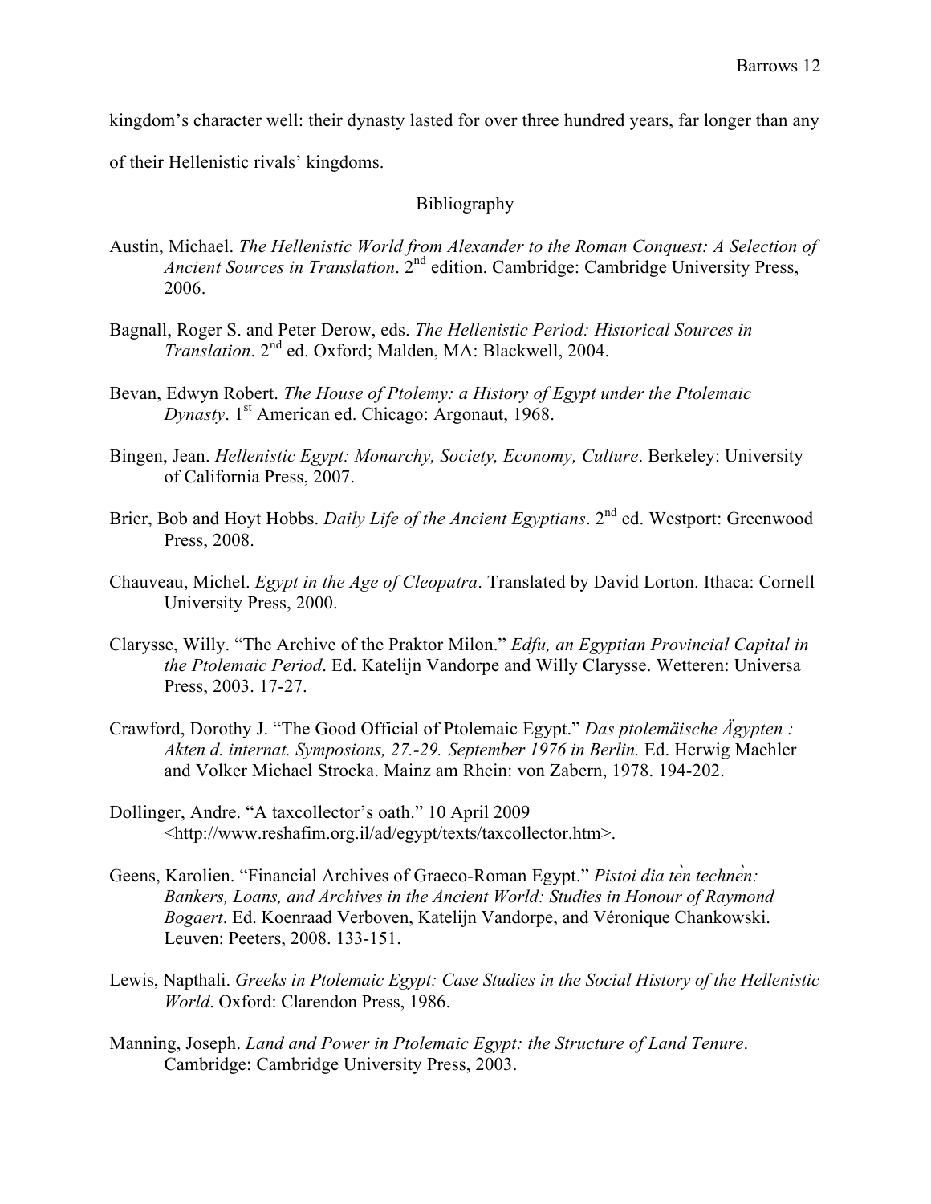kingdom's character well: their dynasty lasted for over three hundred years, far longer than any of their Hellenistic rivals' kingdoms.

## Bibliography

Austin, Michael. *The Hellenistic World from Alexander to the Roman Conquest: A Selection of Ancient Sources in Translation*. 2nd edition. Cambridge: Cambridge University Press, 2006.

Bagnall, Roger S. and Peter Derow, eds. *The Hellenistic Period: Historical Sources in Translation*. 2nd ed. Oxford; Malden, MA: Blackwell, 2004.

Bevan, Edwyn Robert. *The House of Ptolemy: a History of Egypt under the Ptolemaic Dynasty*. 1st American ed. Chicago: Argonaut, 1968.

Bingen, Jean. *Hellenistic Egypt: Monarchy, Society, Economy, Culture*. Berkeley: University of California Press, 2007.

Brier, Bob and Hoyt Hobbs. *Daily Life of the Ancient Egyptians*. 2nd ed. Westport: Greenwood Press, 2008.

Chauveau, Michel. *Egypt in the Age of Cleopatra*. Translated by David Lorton. Ithaca: Cornell University Press, 2000.

Clarysse, Willy. "The Archive of the Praktor Milon." *Edfu, an Egyptian Provincial Capital in the Ptolemaic Period*. Ed. Katelijn Vandorpe and Willy Clarysse. Wetteren: Universa Press, 2003. 17-27.

Crawford, Dorothy J. "The Good Official of Ptolemaic Egypt." *Das ptolemäische Ägypten : Akten d. internat. Symposions, 27.-29. September 1976 in Berlin.* Ed. Herwig Maehler and Volker Michael Strocka. Mainz am Rhein: von Zabern, 1978. 194-202.

Dollinger, Andre. "A taxcollector's oath." 10 April 2009 <http://www.reshafim.org.il/ad/egypt/texts/taxcollector.htm>.

Geens, Karolien. "Financial Archives of Graeco-Roman Egypt." *Pistoi dia tèn technèn: Bankers, Loans, and Archives in the Ancient World: Studies in Honour of Raymond Bogaert*. Ed. Koenraad Verboven, Katelijn Vandorpe, and Véronique Chankowski. Leuven: Peeters, 2008. 133-151.

Lewis, Napthali. *Greeks in Ptolemaic Egypt: Case Studies in the Social History of the Hellenistic World*. Oxford: Clarendon Press, 1986.

Manning, Joseph. *Land and Power in Ptolemaic Egypt: the Structure of Land Tenure*. Cambridge: Cambridge University Press, 2003.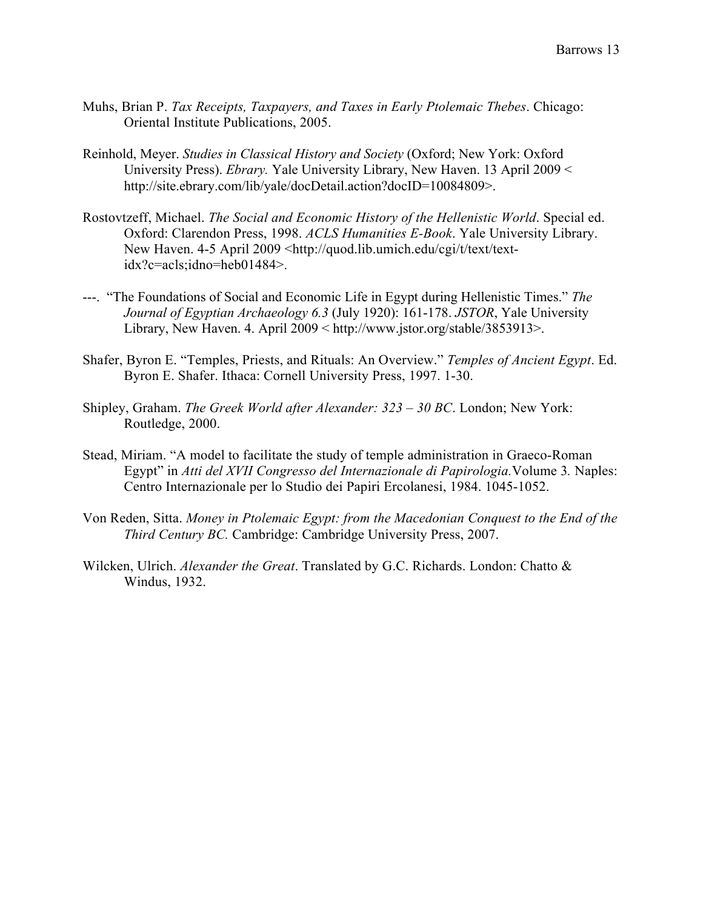Muhs, Brian P. *Tax Receipts, Taxpayers, and Taxes in Early Ptolemaic Thebes*. Chicago: Oriental Institute Publications, 2005.

Reinhold, Meyer. *Studies in Classical History and Society* (Oxford; New York: Oxford University Press). *Ebrary.* Yale University Library, New Haven. 13 April 2009 < http://site.ebrary.com/lib/yale/docDetail.action?docID=10084809>.

Rostovtzeff, Michael. *The Social and Economic History of the Hellenistic World*. Special ed. Oxford: Clarendon Press, 1998. *ACLS Humanities E-Book*. Yale University Library. New Haven. 4-5 April 2009 <http://quod.lib.umich.edu/cgi/t/text/text-idx?c=acls;idno=heb01484>.

---. "The Foundations of Social and Economic Life in Egypt during Hellenistic Times." *The Journal of Egyptian Archaeology 6.3* (July 1920): 161-178. *JSTOR*, Yale University Library, New Haven. 4. April 2009 < http://www.jstor.org/stable/3853913>.

Shafer, Byron E. "Temples, Priests, and Rituals: An Overview." *Temples of Ancient Egypt*. Ed. Byron E. Shafer. Ithaca: Cornell University Press, 1997. 1-30.

Shipley, Graham. *The Greek World after Alexander: 323 – 30 BC*. London; New York: Routledge, 2000.

Stead, Miriam. "A model to facilitate the study of temple administration in Graeco-Roman Egypt" in *Atti del XVII Congresso del Internazionale di Papirologia.*Volume 3. Naples: Centro Internazionale per lo Studio dei Papiri Ercolanesi, 1984. 1045-1052.

Von Reden, Sitta. *Money in Ptolemaic Egypt: from the Macedonian Conquest to the End of the Third Century BC.* Cambridge: Cambridge University Press, 2007.

Wilcken, Ulrich. *Alexander the Great*. Translated by G.C. Richards. London: Chatto & Windus, 1932.